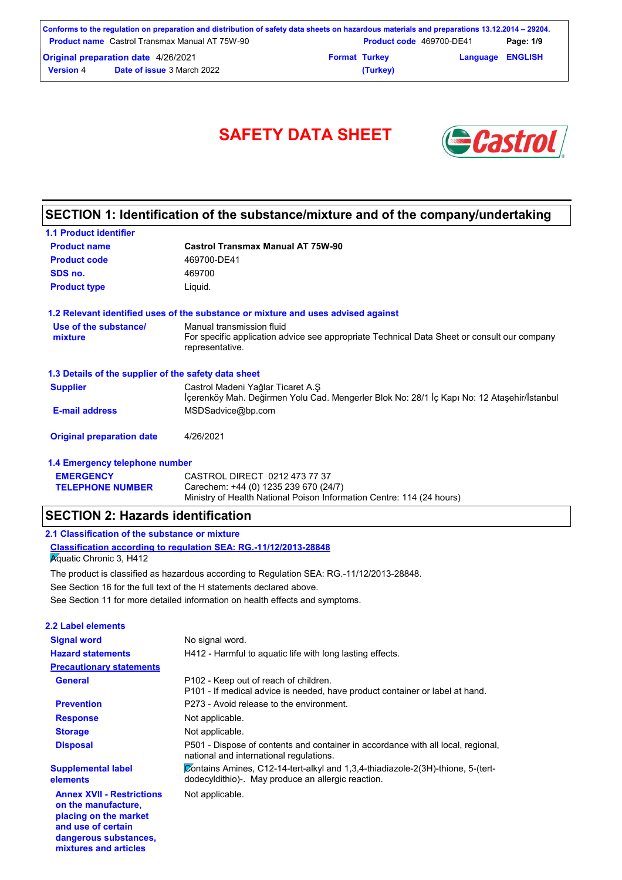# SAFETY DATA SHEET

## SECTION 1: Identification of the substance/mixture and of the company/undertaking

### 1.1 Product identifier

| | |
|---|---|
| **Product name** | **Castrol Transmax Manual AT 75W-90** |
| **Product code** | 469700-DE41 |
| **SDS no.** | 469700 |
| **Product type** | Liquid. |

### 1.2 Relevant identified uses of the substance or mixture and uses advised against

| | |
|---|---|
| **Use of the substance/ mixture** | Manual transmission fluid<br>For specific application advice see appropriate Technical Data Sheet or consult our company representative. |

### 1.3 Details of the supplier of the safety data sheet

| | |
|---|---|
| **Supplier** | Castrol Madeni Yağlar Ticaret A.Ş<br>İçerenköy Mah. Değirmen Yolu Cad. Mengerler Blok No: 28/1 İç Kapı No: 12 Ataşehir/İstanbul |
| **E-mail address** | MSDSadvice@bp.com |
| **Original preparation date** | 4/26/2021 |

### 1.4 Emergency telephone number

| | |
|---|---|
| **EMERGENCY TELEPHONE NUMBER** | CASTROL DIRECT 0212 473 77 37<br>Carechem: +44 (0) 1235 239 670 (24/7)<br>Ministry of Health National Poison Information Centre: 114 (24 hours) |

## SECTION 2: Hazards identification

### 2.1 Classification of the substance or mixture

**Classification according to regulation SEA: RG.-11/12/2013-28848**

Aquatic Chronic 3, H412

The product is classified as hazardous according to Regulation SEA: RG.-11/12/2013-28848.

See Section 16 for the full text of the H statements declared above.

See Section 11 for more detailed information on health effects and symptoms.

### 2.2 Label elements

| | |
|---|---|
| **Signal word** | No signal word. |
| **Hazard statements** | H412 - Harmful to aquatic life with long lasting effects. |
| **Precautionary statements** | |
| **General** | P102 - Keep out of reach of children.<br>P101 - If medical advice is needed, have product container or label at hand. |
| **Prevention** | P273 - Avoid release to the environment. |
| **Response** | Not applicable. |
| **Storage** | Not applicable. |
| **Disposal** | P501 - Dispose of contents and container in accordance with all local, regional, national and international regulations. |
| **Supplemental label elements** | Contains Amines, C12-14-tert-alkyl and 1,3,4-thiadiazole-2(3H)-thione, 5-(tert-dodecyldithio)-. May produce an allergic reaction. |
| **Annex XVII - Restrictions on the manufacture, placing on the market and use of certain dangerous substances, mixtures and articles** | Not applicable. |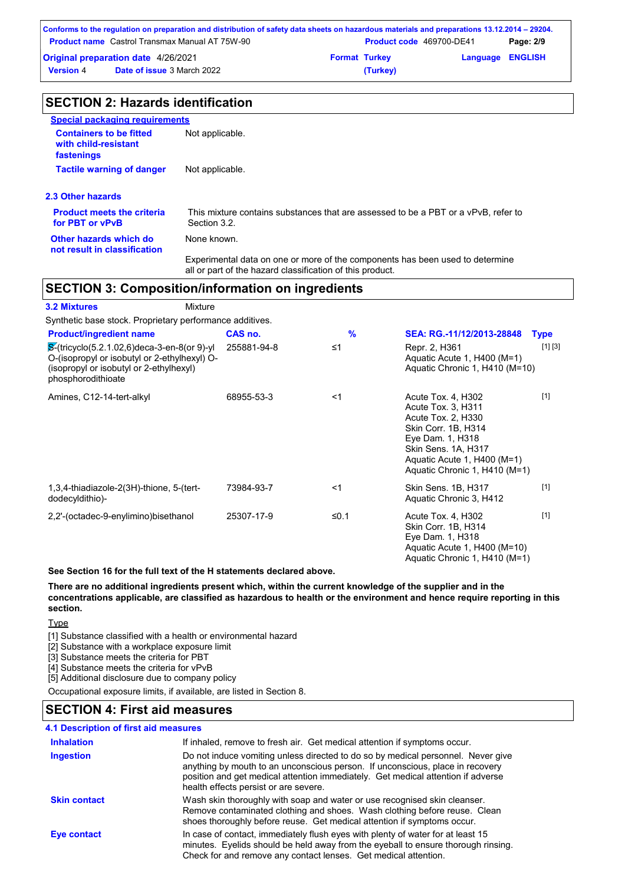## SECTION 2: Hazards identification

**Special packaging requirements**

| | |
|---|---|
| **Containers to be fitted with child-resistant fastenings** | Not applicable. |
| **Tactile warning of danger** | Not applicable. |

### 2.3 Other hazards

| | |
|---|---|
| **Product meets the criteria for PBT or vPvB** | This mixture contains substances that are assessed to be a PBT or a vPvB, refer to Section 3.2. |
| **Other hazards which do not result in classification** | None known. |

Experimental data on one or more of the components has been used to determine all or part of the hazard classification of this product.

## SECTION 3: Composition/information on ingredients

**3.2 Mixtures** Mixture

Synthetic base stock. Proprietary performance additives.

| Product/ingredient name | CAS no. | % | SEA: RG.-11/12/2013-28848 | Type |
|---|---|---|---|---|
| S-(tricyclo(5.2.1.02,6)deca-3-en-8(or 9)-yl O-(isopropyl or isobutyl or 2-ethylhexyl) O-(isopropyl or isobutyl or 2-ethylhexyl) phosphorodithioate | 255881-94-8 | ≤1 | Repr. 2, H361<br>Aquatic Acute 1, H400 (M=1)<br>Aquatic Chronic 1, H410 (M=10) | [1] [3] |
| Amines, C12-14-tert-alkyl | 68955-53-3 | <1 | Acute Tox. 4, H302<br>Acute Tox. 3, H311<br>Acute Tox. 2, H330<br>Skin Corr. 1B, H314<br>Eye Dam. 1, H318<br>Skin Sens. 1A, H317<br>Aquatic Acute 1, H400 (M=1)<br>Aquatic Chronic 1, H410 (M=1) | [1] |
| 1,3,4-thiadiazole-2(3H)-thione, 5-(tert-dodecyldithio)- | 73984-93-7 | <1 | Skin Sens. 1B, H317<br>Aquatic Chronic 3, H412 | [1] |
| 2,2'-(octadec-9-enylimino)bisethanol | 25307-17-9 | ≤0.1 | Acute Tox. 4, H302<br>Skin Corr. 1B, H314<br>Eye Dam. 1, H318<br>Aquatic Acute 1, H400 (M=10)<br>Aquatic Chronic 1, H410 (M=1) | [1] |

**See Section 16 for the full text of the H statements declared above.**

**There are no additional ingredients present which, within the current knowledge of the supplier and in the concentrations applicable, are classified as hazardous to health or the environment and hence require reporting in this section.**

Type

[1] Substance classified with a health or environmental hazard
[2] Substance with a workplace exposure limit
[3] Substance meets the criteria for PBT
[4] Substance meets the criteria for vPvB
[5] Additional disclosure due to company policy

Occupational exposure limits, if available, are listed in Section 8.

## SECTION 4: First aid measures

### 4.1 Description of first aid measures

| | |
|---|---|
| **Inhalation** | If inhaled, remove to fresh air. Get medical attention if symptoms occur. |
| **Ingestion** | Do not induce vomiting unless directed to do so by medical personnel. Never give anything by mouth to an unconscious person. If unconscious, place in recovery position and get medical attention immediately. Get medical attention if adverse health effects persist or are severe. |
| **Skin contact** | Wash skin thoroughly with soap and water or use recognised skin cleanser. Remove contaminated clothing and shoes. Wash clothing before reuse. Clean shoes thoroughly before reuse. Get medical attention if symptoms occur. |
| **Eye contact** | In case of contact, immediately flush eyes with plenty of water for at least 15 minutes. Eyelids should be held away from the eyeball to ensure thorough rinsing. Check for and remove any contact lenses. Get medical attention. |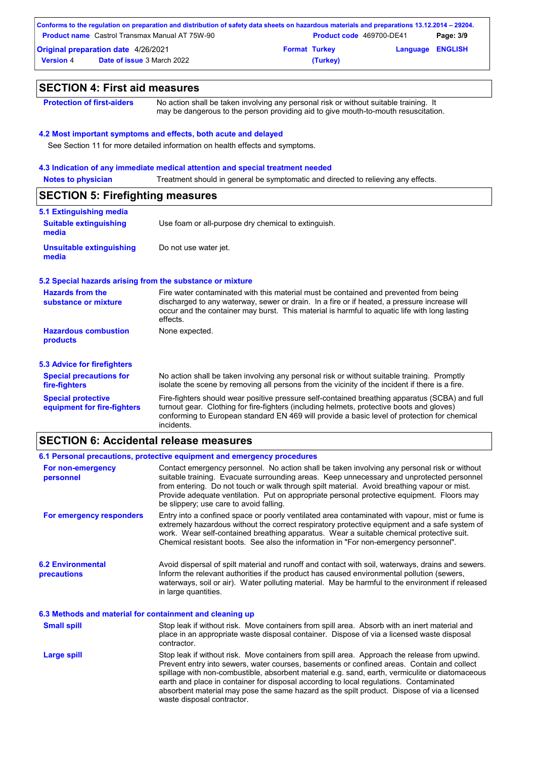## SECTION 4: First aid measures

**Protection of first-aiders** No action shall be taken involving any personal risk or without suitable training. It may be dangerous to the person providing aid to give mouth-to-mouth resuscitation.

### 4.2 Most important symptoms and effects, both acute and delayed

See Section 11 for more detailed information on health effects and symptoms.

### 4.3 Indication of any immediate medical attention and special treatment needed

**Notes to physician** Treatment should in general be symptomatic and directed to relieving any effects.

## SECTION 5: Firefighting measures

### 5.1 Extinguishing media

**Suitable extinguishing media** Use foam or all-purpose dry chemical to extinguish.

**Unsuitable extinguishing media** Do not use water jet.

### 5.2 Special hazards arising from the substance or mixture

**Hazards from the substance or mixture** Fire water contaminated with this material must be contained and prevented from being discharged to any waterway, sewer or drain. In a fire or if heated, a pressure increase will occur and the container may burst. This material is harmful to aquatic life with long lasting effects.

**Hazardous combustion products** None expected.

### 5.3 Advice for firefighters

**Special precautions for fire-fighters** No action shall be taken involving any personal risk or without suitable training. Promptly isolate the scene by removing all persons from the vicinity of the incident if there is a fire.

**Special protective equipment for fire-fighters** Fire-fighters should wear positive pressure self-contained breathing apparatus (SCBA) and full turnout gear. Clothing for fire-fighters (including helmets, protective boots and gloves) conforming to European standard EN 469 will provide a basic level of protection for chemical incidents.

## SECTION 6: Accidental release measures

### 6.1 Personal precautions, protective equipment and emergency procedures

**For non-emergency personnel** Contact emergency personnel. No action shall be taken involving any personal risk or without suitable training. Evacuate surrounding areas. Keep unnecessary and unprotected personnel from entering. Do not touch or walk through spilt material. Avoid breathing vapour or mist. Provide adequate ventilation. Put on appropriate personal protective equipment. Floors may be slippery; use care to avoid falling.

**For emergency responders** Entry into a confined space or poorly ventilated area contaminated with vapour, mist or fume is extremely hazardous without the correct respiratory protective equipment and a safe system of work. Wear self-contained breathing apparatus. Wear a suitable chemical protective suit. Chemical resistant boots. See also the information in "For non-emergency personnel".

### 6.2 Environmental precautions

Avoid dispersal of spilt material and runoff and contact with soil, waterways, drains and sewers. Inform the relevant authorities if the product has caused environmental pollution (sewers, waterways, soil or air). Water polluting material. May be harmful to the environment if released in large quantities.

### 6.3 Methods and material for containment and cleaning up

**Small spill** Stop leak if without risk. Move containers from spill area. Absorb with an inert material and place in an appropriate waste disposal container. Dispose of via a licensed waste disposal contractor.

**Large spill** Stop leak if without risk. Move containers from spill area. Approach the release from upwind. Prevent entry into sewers, water courses, basements or confined areas. Contain and collect spillage with non-combustible, absorbent material e.g. sand, earth, vermiculite or diatomaceous earth and place in container for disposal according to local regulations. Contaminated absorbent material may pose the same hazard as the spilt product. Dispose of via a licensed waste disposal contractor.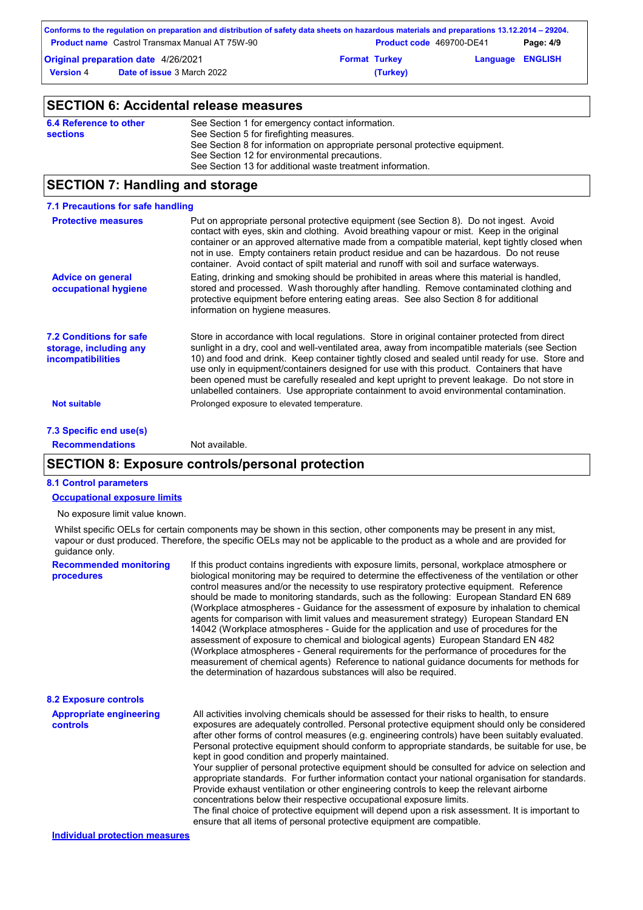## SECTION 6: Accidental release measures

**6.4 Reference to other sections**

See Section 1 for emergency contact information.
See Section 5 for firefighting measures.
See Section 8 for information on appropriate personal protective equipment.
See Section 12 for environmental precautions.
See Section 13 for additional waste treatment information.

## SECTION 7: Handling and storage

### 7.1 Precautions for safe handling

**Protective measures**

Put on appropriate personal protective equipment (see Section 8). Do not ingest. Avoid contact with eyes, skin and clothing. Avoid breathing vapour or mist. Keep in the original container or an approved alternative made from a compatible material, kept tightly closed when not in use. Empty containers retain product residue and can be hazardous. Do not reuse container. Avoid contact of spilt material and runoff with soil and surface waterways.

**Advice on general occupational hygiene**

Eating, drinking and smoking should be prohibited in areas where this material is handled, stored and processed. Wash thoroughly after handling. Remove contaminated clothing and protective equipment before entering eating areas. See also Section 8 for additional information on hygiene measures.

### 7.2 Conditions for safe storage, including any incompatibilities

Store in accordance with local regulations. Store in original container protected from direct sunlight in a dry, cool and well-ventilated area, away from incompatible materials (see Section 10) and food and drink. Keep container tightly closed and sealed until ready for use. Store and use only in equipment/containers designed for use with this product. Containers that have been opened must be carefully resealed and kept upright to prevent leakage. Do not store in unlabelled containers. Use appropriate containment to avoid environmental contamination.

**Not suitable**

Prolonged exposure to elevated temperature.

### 7.3 Specific end use(s)

**Recommendations**

Not available.

## SECTION 8: Exposure controls/personal protection

### 8.1 Control parameters

**Occupational exposure limits**

No exposure limit value known.

Whilst specific OELs for certain components may be shown in this section, other components may be present in any mist, vapour or dust produced. Therefore, the specific OELs may not be applicable to the product as a whole and are provided for guidance only.

**Recommended monitoring procedures**

If this product contains ingredients with exposure limits, personal, workplace atmosphere or biological monitoring may be required to determine the effectiveness of the ventilation or other control measures and/or the necessity to use respiratory protective equipment. Reference should be made to monitoring standards, such as the following: European Standard EN 689 (Workplace atmospheres - Guidance for the assessment of exposure by inhalation to chemical agents for comparison with limit values and measurement strategy) European Standard EN 14042 (Workplace atmospheres - Guide for the application and use of procedures for the assessment of exposure to chemical and biological agents) European Standard EN 482 (Workplace atmospheres - General requirements for the performance of procedures for the measurement of chemical agents) Reference to national guidance documents for methods for the determination of hazardous substances will also be required.

### 8.2 Exposure controls

**Appropriate engineering controls**

All activities involving chemicals should be assessed for their risks to health, to ensure exposures are adequately controlled. Personal protective equipment should only be considered after other forms of control measures (e.g. engineering controls) have been suitably evaluated. Personal protective equipment should conform to appropriate standards, be suitable for use, be kept in good condition and properly maintained.
Your supplier of personal protective equipment should be consulted for advice on selection and appropriate standards. For further information contact your national organisation for standards.
Provide exhaust ventilation or other engineering controls to keep the relevant airborne concentrations below their respective occupational exposure limits.
The final choice of protective equipment will depend upon a risk assessment. It is important to ensure that all items of personal protective equipment are compatible.

**Individual protection measures**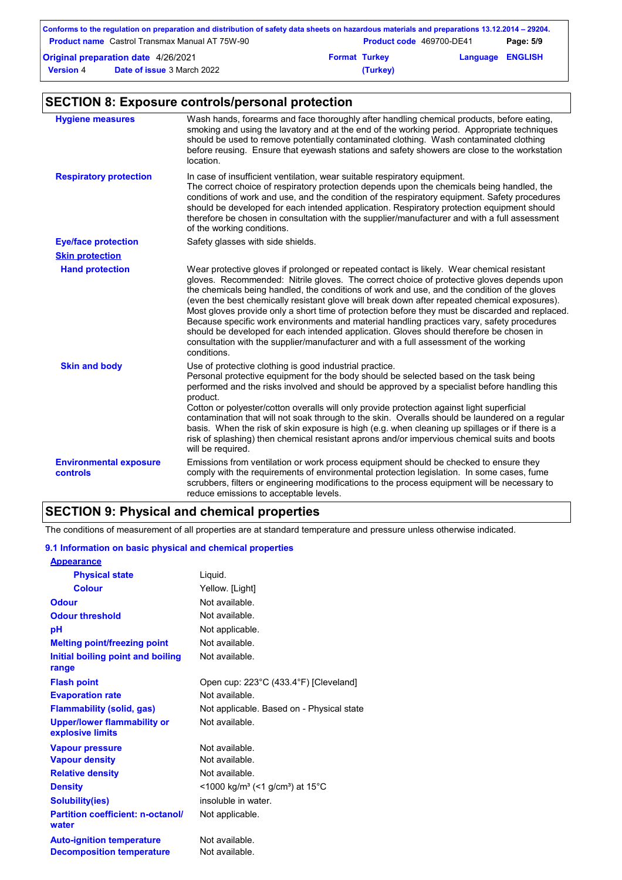## SECTION 8: Exposure controls/personal protection

| | |
|---|---|
| **Hygiene measures** | Wash hands, forearms and face thoroughly after handling chemical products, before eating, smoking and using the lavatory and at the end of the working period. Appropriate techniques should be used to remove potentially contaminated clothing. Wash contaminated clothing before reusing. Ensure that eyewash stations and safety showers are close to the workstation location. |
| **Respiratory protection** | In case of insufficient ventilation, wear suitable respiratory equipment. The correct choice of respiratory protection depends upon the chemicals being handled, the conditions of work and use, and the condition of the respiratory equipment. Safety procedures should be developed for each intended application. Respiratory protection equipment should therefore be chosen in consultation with the supplier/manufacturer and with a full assessment of the working conditions. |
| **Eye/face protection** | Safety glasses with side shields. |
| **Skin protection** | |
| **Hand protection** | Wear protective gloves if prolonged or repeated contact is likely. Wear chemical resistant gloves. Recommended: Nitrile gloves. The correct choice of protective gloves depends upon the chemicals being handled, the conditions of work and use, and the condition of the gloves (even the best chemically resistant glove will break down after repeated chemical exposures). Most gloves provide only a short time of protection before they must be discarded and replaced. Because specific work environments and material handling practices vary, safety procedures should be developed for each intended application. Gloves should therefore be chosen in consultation with the supplier/manufacturer and with a full assessment of the working conditions. |
| **Skin and body** | Use of protective clothing is good industrial practice. Personal protective equipment for the body should be selected based on the task being performed and the risks involved and should be approved by a specialist before handling this product. Cotton or polyester/cotton overalls will only provide protection against light superficial contamination that will not soak through to the skin. Overalls should be laundered on a regular basis. When the risk of skin exposure is high (e.g. when cleaning up spillages or if there is a risk of splashing) then chemical resistant aprons and/or impervious chemical suits and boots will be required. |
| **Environmental exposure controls** | Emissions from ventilation or work process equipment should be checked to ensure they comply with the requirements of environmental protection legislation. In some cases, fume scrubbers, filters or engineering modifications to the process equipment will be necessary to reduce emissions to acceptable levels. |

## SECTION 9: Physical and chemical properties

The conditions of measurement of all properties are at standard temperature and pressure unless otherwise indicated.

### 9.1 Information on basic physical and chemical properties

| | |
|---|---|
| **Appearance** | |
| **Physical state** | Liquid. |
| **Colour** | Yellow. [Light] |
| **Odour** | Not available. |
| **Odour threshold** | Not available. |
| **pH** | Not applicable. |
| **Melting point/freezing point** | Not available. |
| **Initial boiling point and boiling range** | Not available. |
| **Flash point** | Open cup: 223°C (433.4°F) [Cleveland] |
| **Evaporation rate** | Not available. |
| **Flammability (solid, gas)** | Not applicable. Based on - Physical state |
| **Upper/lower flammability or explosive limits** | Not available. |
| **Vapour pressure** | Not available. |
| **Vapour density** | Not available. |
| **Relative density** | Not available. |
| **Density** | <1000 kg/m³ (<1 g/cm³) at 15°C |
| **Solubility(ies)** | insoluble in water. |
| **Partition coefficient: n-octanol/water** | Not applicable. |
| **Auto-ignition temperature** | Not available. |
| **Decomposition temperature** | Not available. |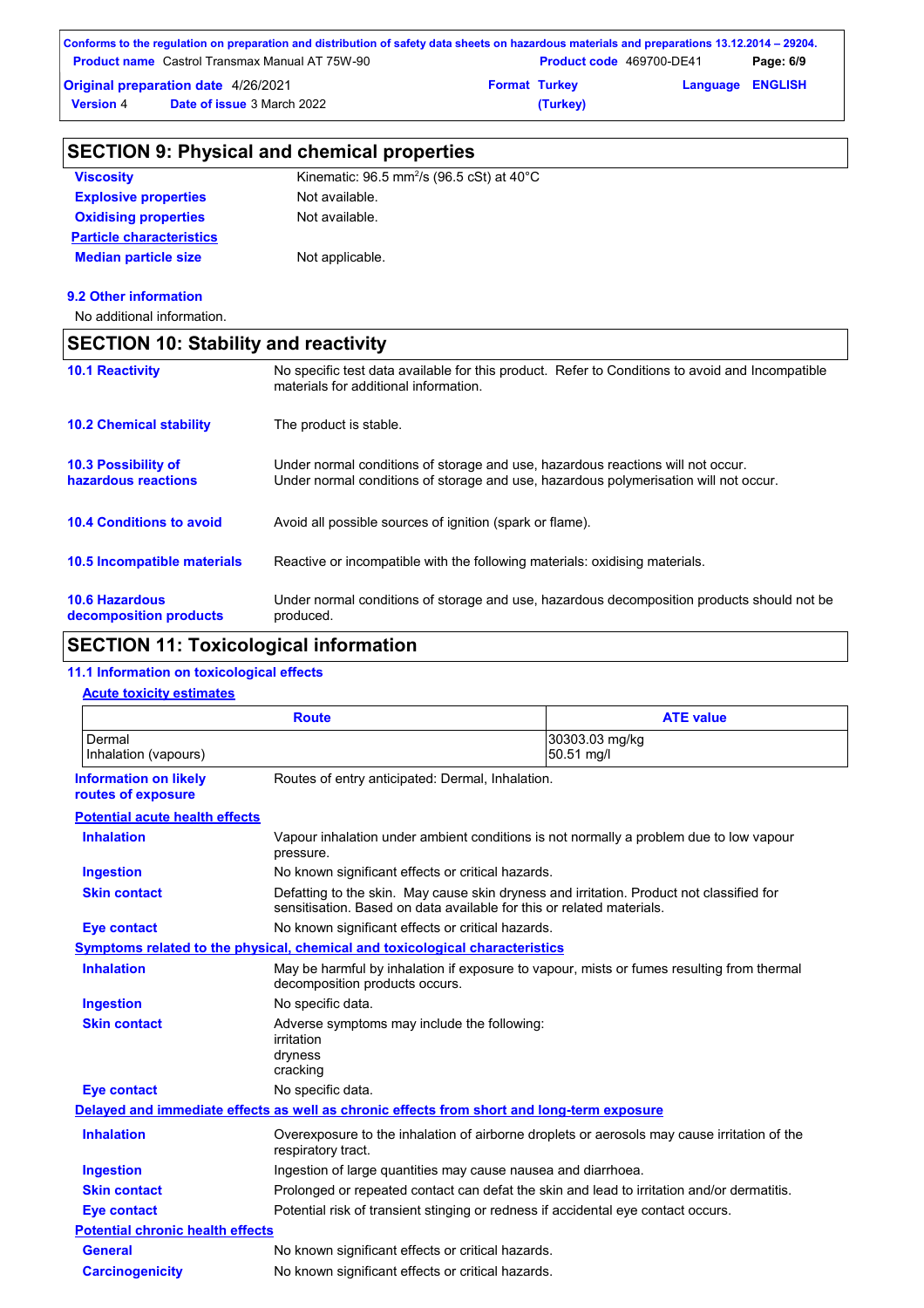## SECTION 9: Physical and chemical properties

| | |
|---|---|
| **Viscosity** | Kinematic: 96.5 $mm^2/s$ (96.5 cSt) at 40°C |
| **Explosive properties** | Not available. |
| **Oxidising properties** | Not available. |

**Particle characteristics**

| | |
|---|---|
| **Median particle size** | Not applicable. |

### 9.2 Other information

No additional information.

## SECTION 10: Stability and reactivity

| | |
|---|---|
| **10.1 Reactivity** | No specific test data available for this product. Refer to Conditions to avoid and Incompatible materials for additional information. |
| **10.2 Chemical stability** | The product is stable. |
| **10.3 Possibility of hazardous reactions** | Under normal conditions of storage and use, hazardous reactions will not occur. Under normal conditions of storage and use, hazardous polymerisation will not occur. |
| **10.4 Conditions to avoid** | Avoid all possible sources of ignition (spark or flame). |
| **10.5 Incompatible materials** | Reactive or incompatible with the following materials: oxidising materials. |
| **10.6 Hazardous decomposition products** | Under normal conditions of storage and use, hazardous decomposition products should not be produced. |

## SECTION 11: Toxicological information

### 11.1 Information on toxicological effects

**Acute toxicity estimates**

| Route | ATE value |
|---|---|
| Dermal | 30303.03 mg/kg |
| Inhalation (vapours) | 50.51 mg/l |

| | |
|---|---|
| **Information on likely routes of exposure** | Routes of entry anticipated: Dermal, Inhalation. |

**Potential acute health effects**

| | |
|---|---|
| **Inhalation** | Vapour inhalation under ambient conditions is not normally a problem due to low vapour pressure. |
| **Ingestion** | No known significant effects or critical hazards. |
| **Skin contact** | Defatting to the skin. May cause skin dryness and irritation. Product not classified for sensitisation. Based on data available for this or related materials. |
| **Eye contact** | No known significant effects or critical hazards. |

**Symptoms related to the physical, chemical and toxicological characteristics**

| | |
|---|---|
| **Inhalation** | May be harmful by inhalation if exposure to vapour, mists or fumes resulting from thermal decomposition products occurs. |
| **Ingestion** | No specific data. |
| **Skin contact** | Adverse symptoms may include the following:<br>irritation<br>dryness<br>cracking |
| **Eye contact** | No specific data. |

**Delayed and immediate effects as well as chronic effects from short and long-term exposure**

| | |
|---|---|
| **Inhalation** | Overexposure to the inhalation of airborne droplets or aerosols may cause irritation of the respiratory tract. |
| **Ingestion** | Ingestion of large quantities may cause nausea and diarrhoea. |
| **Skin contact** | Prolonged or repeated contact can defat the skin and lead to irritation and/or dermatitis. |
| **Eye contact** | Potential risk of transient stinging or redness if accidental eye contact occurs. |

**Potential chronic health effects**

| | |
|---|---|
| **General** | No known significant effects or critical hazards. |
| **Carcinogenicity** | No known significant effects or critical hazards. |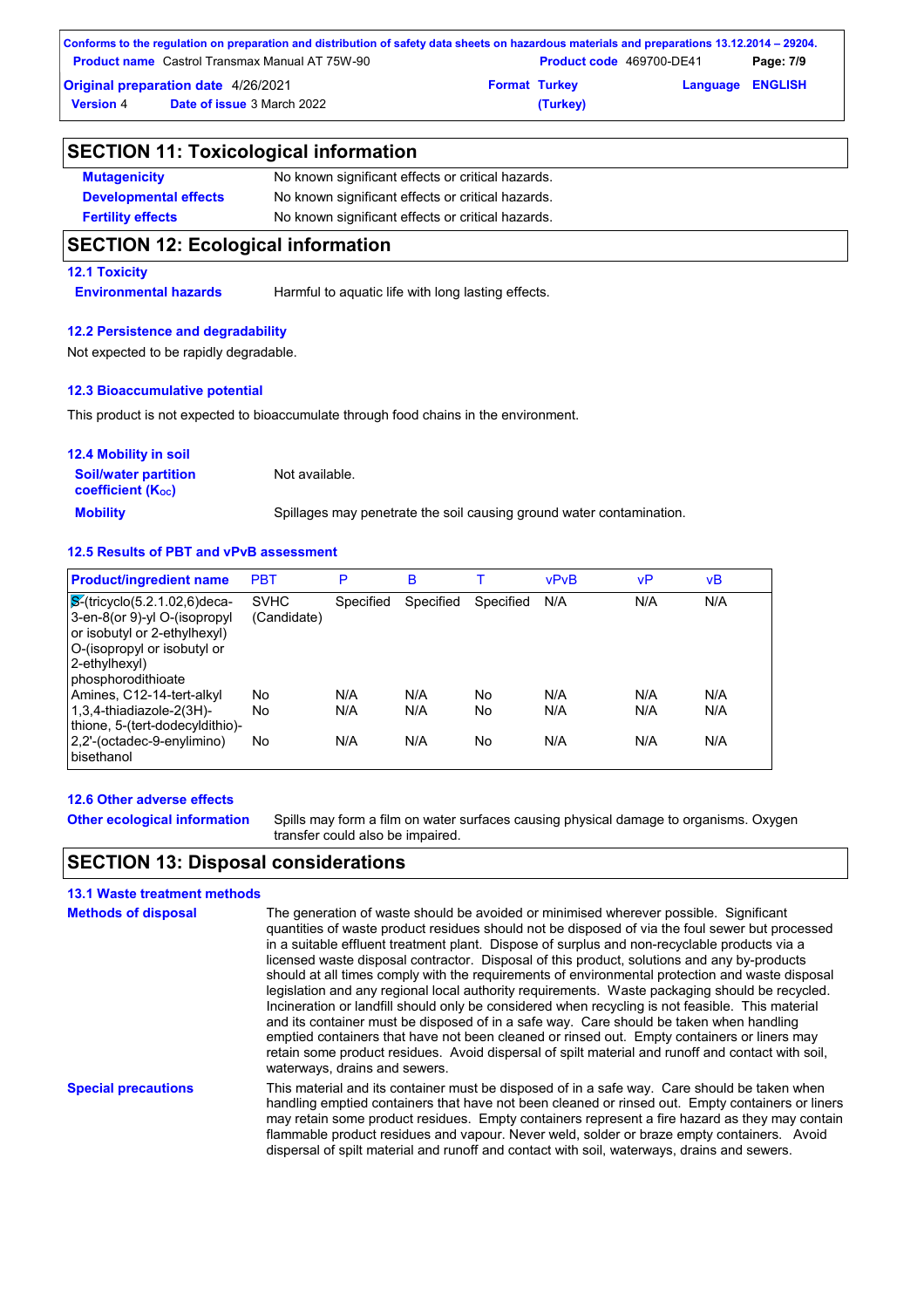## SECTION 11: Toxicological information

**Mutagenicity** No known significant effects or critical hazards.

**Developmental effects** No known significant effects or critical hazards.

**Fertility effects** No known significant effects or critical hazards.

## SECTION 12: Ecological information

### 12.1 Toxicity

**Environmental hazards** Harmful to aquatic life with long lasting effects.

### 12.2 Persistence and degradability

Not expected to be rapidly degradable.

### 12.3 Bioaccumulative potential

This product is not expected to bioaccumulate through food chains in the environment.

### 12.4 Mobility in soil

**Soil/water partition coefficient ($K_{OC}$)** Not available.

**Mobility** Spillages may penetrate the soil causing ground water contamination.

### 12.5 Results of PBT and vPvB assessment

| Product/ingredient name | PBT | P | B | T | vPvB | vP | vB |
|---|---|---|---|---|---|---|---|
| S-(tricyclo(5.2.1.02,6)deca-3-en-8(or 9)-yl O-(isopropyl or isobutyl or 2-ethylhexyl) O-(isopropyl or isobutyl or 2-ethylhexyl) phosphorodithioate | SVHC (Candidate) | Specified | Specified | Specified | N/A | N/A | N/A |
| Amines, C12-14-tert-alkyl | No | N/A | N/A | No | N/A | N/A | N/A |
| 1,3,4-thiadiazole-2(3H)-thione, 5-(tert-dodecyldithio)- | No | N/A | N/A | No | N/A | N/A | N/A |
| 2,2'-(octadec-9-enylimino) bisethanol | No | N/A | N/A | No | N/A | N/A | N/A |

### 12.6 Other adverse effects

**Other ecological information** Spills may form a film on water surfaces causing physical damage to organisms. Oxygen transfer could also be impaired.

## SECTION 13: Disposal considerations

### 13.1 Waste treatment methods

**Methods of disposal** The generation of waste should be avoided or minimised wherever possible. Significant quantities of waste product residues should not be disposed of via the foul sewer but processed in a suitable effluent treatment plant. Dispose of surplus and non-recyclable products via a licensed waste disposal contractor. Disposal of this product, solutions and any by-products should at all times comply with the requirements of environmental protection and waste disposal legislation and any regional local authority requirements. Waste packaging should be recycled. Incineration or landfill should only be considered when recycling is not feasible. This material and its container must be disposed of in a safe way. Care should be taken when handling emptied containers that have not been cleaned or rinsed out. Empty containers or liners may retain some product residues. Avoid dispersal of spilt material and runoff and contact with soil, waterways, drains and sewers.

**Special precautions** This material and its container must be disposed of in a safe way. Care should be taken when handling emptied containers that have not been cleaned or rinsed out. Empty containers or liners may retain some product residues. Empty containers represent a fire hazard as they may contain flammable product residues and vapour. Never weld, solder or braze empty containers. Avoid dispersal of spilt material and runoff and contact with soil, waterways, drains and sewers.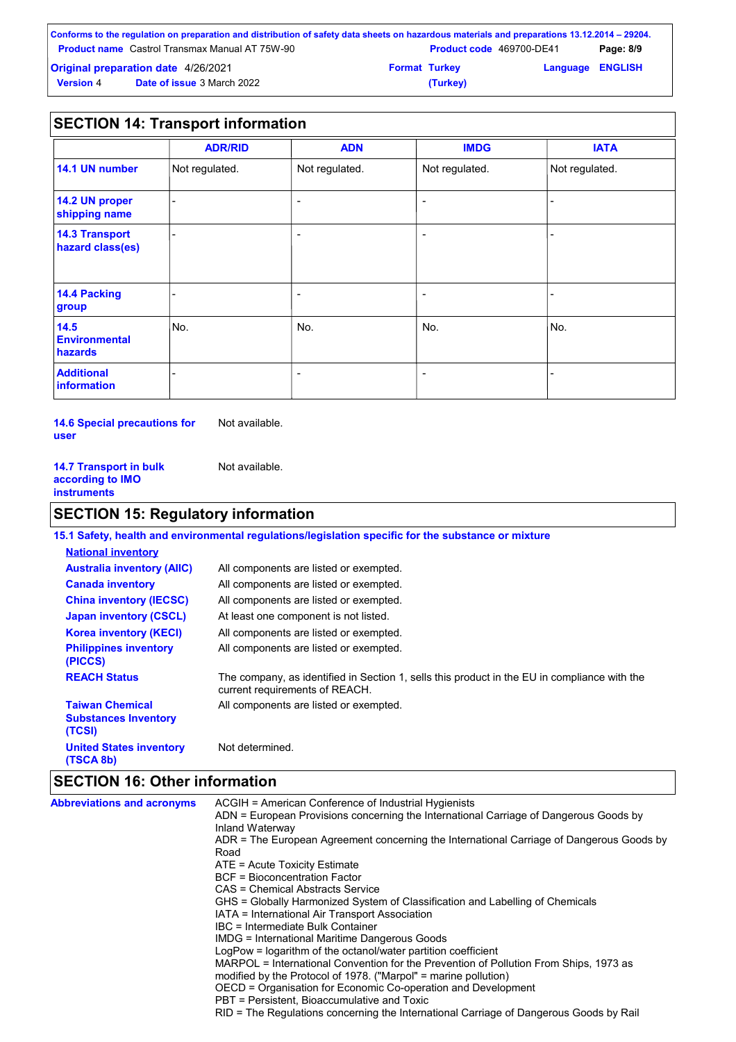## SECTION 14: Transport information

| | ADR/RID | ADN | IMDG | IATA |
|---|---|---|---|---|
| **14.1 UN number** | Not regulated. | Not regulated. | Not regulated. | Not regulated. |
| **14.2 UN proper shipping name** | - | - | - | - |
| **14.3 Transport hazard class(es)** | - | - | - | - |
| **14.4 Packing group** | - | - | - | - |
| **14.5 Environmental hazards** | No. | No. | No. | No. |
| **Additional information** | - | - | - | - |

**14.6 Special precautions for user** Not available.

**14.7 Transport in bulk according to IMO instruments** Not available.

## SECTION 15: Regulatory information

**15.1 Safety, health and environmental regulations/legislation specific for the substance or mixture**

**National inventory**

**Australia inventory (AIIC)** All components are listed or exempted.

**Canada inventory** All components are listed or exempted.

**China inventory (IECSC)** All components are listed or exempted.

**Japan inventory (CSCL)** At least one component is not listed.

**Korea inventory (KECI)** All components are listed or exempted.

**Philippines inventory (PICCS)** All components are listed or exempted.

**REACH Status** The company, as identified in Section 1, sells this product in the EU in compliance with the current requirements of REACH.

**Taiwan Chemical Substances Inventory (TCSI)** All components are listed or exempted.

**United States inventory (TSCA 8b)** Not determined.

## SECTION 16: Other information

**Abbreviations and acronyms**

ACGIH = American Conference of Industrial Hygienists
ADN = European Provisions concerning the International Carriage of Dangerous Goods by Inland Waterway
ADR = The European Agreement concerning the International Carriage of Dangerous Goods by Road
ATE = Acute Toxicity Estimate
BCF = Bioconcentration Factor
CAS = Chemical Abstracts Service
GHS = Globally Harmonized System of Classification and Labelling of Chemicals
IATA = International Air Transport Association
IBC = Intermediate Bulk Container
IMDG = International Maritime Dangerous Goods
LogPow = logarithm of the octanol/water partition coefficient
MARPOL = International Convention for the Prevention of Pollution From Ships, 1973 as modified by the Protocol of 1978. ("Marpol" = marine pollution)
OECD = Organisation for Economic Co-operation and Development
PBT = Persistent, Bioaccumulative and Toxic
RID = The Regulations concerning the International Carriage of Dangerous Goods by Rail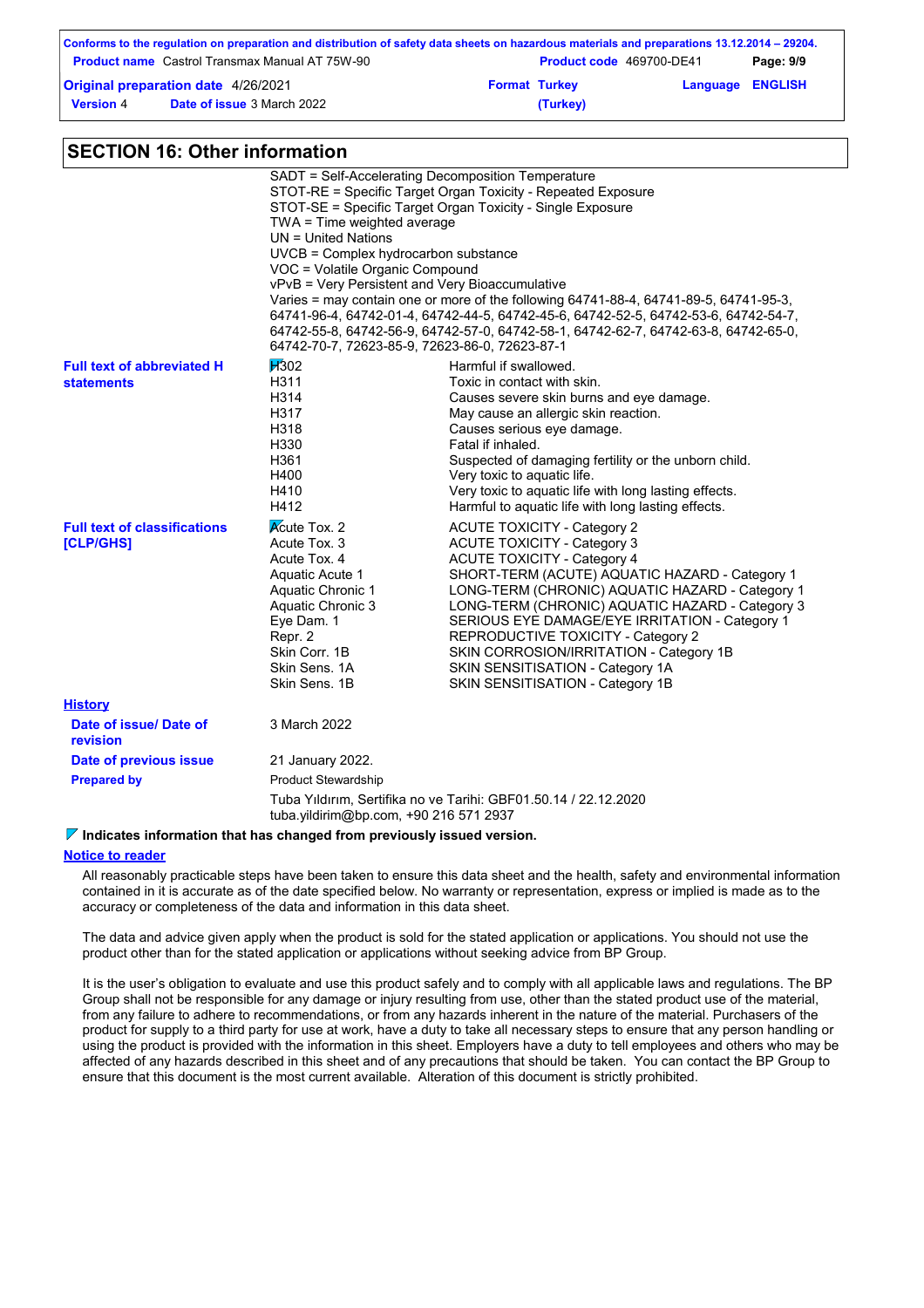## SECTION 16: Other information

SADT = Self-Accelerating Decomposition Temperature
STOT-RE = Specific Target Organ Toxicity - Repeated Exposure
STOT-SE = Specific Target Organ Toxicity - Single Exposure
TWA = Time weighted average
UN = United Nations
UVCB = Complex hydrocarbon substance
VOC = Volatile Organic Compound
vPvB = Very Persistent and Very Bioaccumulative
Varies = may contain one or more of the following 64741-88-4, 64741-89-5, 64741-95-3, 64741-96-4, 64742-01-4, 64742-44-5, 64742-45-6, 64742-52-5, 64742-53-6, 64742-54-7, 64742-55-8, 64742-56-9, 64742-57-0, 64742-58-1, 64742-62-7, 64742-63-8, 64742-65-0, 64742-70-7, 72623-85-9, 72623-86-0, 72623-87-1

**Full text of abbreviated H statements**

| | |
|---|---|
| H302 | Harmful if swallowed. |
| H311 | Toxic in contact with skin. |
| H314 | Causes severe skin burns and eye damage. |
| H317 | May cause an allergic skin reaction. |
| H318 | Causes serious eye damage. |
| H330 | Fatal if inhaled. |
| H361 | Suspected of damaging fertility or the unborn child. |
| H400 | Very toxic to aquatic life. |
| H410 | Very toxic to aquatic life with long lasting effects. |
| H412 | Harmful to aquatic life with long lasting effects. |

**Full text of classifications [CLP/GHS]**

| | |
|---|---|
| Acute Tox. 2 | ACUTE TOXICITY - Category 2 |
| Acute Tox. 3 | ACUTE TOXICITY - Category 3 |
| Acute Tox. 4 | ACUTE TOXICITY - Category 4 |
| Aquatic Acute 1 | SHORT-TERM (ACUTE) AQUATIC HAZARD - Category 1 |
| Aquatic Chronic 1 | LONG-TERM (CHRONIC) AQUATIC HAZARD - Category 1 |
| Aquatic Chronic 3 | LONG-TERM (CHRONIC) AQUATIC HAZARD - Category 3 |
| Eye Dam. 1 | SERIOUS EYE DAMAGE/EYE IRRITATION - Category 1 |
| Repr. 2 | REPRODUCTIVE TOXICITY - Category 2 |
| Skin Corr. 1B | SKIN CORROSION/IRRITATION - Category 1B |
| Skin Sens. 1A | SKIN SENSITISATION - Category 1A |
| Skin Sens. 1B | SKIN SENSITISATION - Category 1B |

**History**

**Date of issue/ Date of revision**: 3 March 2022

**Date of previous issue**: 21 January 2022.

**Prepared by**: Product Stewardship

Tuba Yıldırım, Sertifika no ve Tarihi: GBF01.50.14 / 22.12.2020
tuba.yildirim@bp.com, +90 216 571 2937

**Indicates information that has changed from previously issued version.**

**Notice to reader**

All reasonably practicable steps have been taken to ensure this data sheet and the health, safety and environmental information contained in it is accurate as of the date specified below. No warranty or representation, express or implied is made as to the accuracy or completeness of the data and information in this data sheet.

The data and advice given apply when the product is sold for the stated application or applications. You should not use the product other than for the stated application or applications without seeking advice from BP Group.

It is the user's obligation to evaluate and use this product safely and to comply with all applicable laws and regulations. The BP Group shall not be responsible for any damage or injury resulting from use, other than the stated product use of the material, from any failure to adhere to recommendations, or from any hazards inherent in the nature of the material. Purchasers of the product for supply to a third party for use at work, have a duty to take all necessary steps to ensure that any person handling or using the product is provided with the information in this sheet. Employers have a duty to tell employees and others who may be affected of any hazards described in this sheet and of any precautions that should be taken. You can contact the BP Group to ensure that this document is the most current available. Alteration of this document is strictly prohibited.